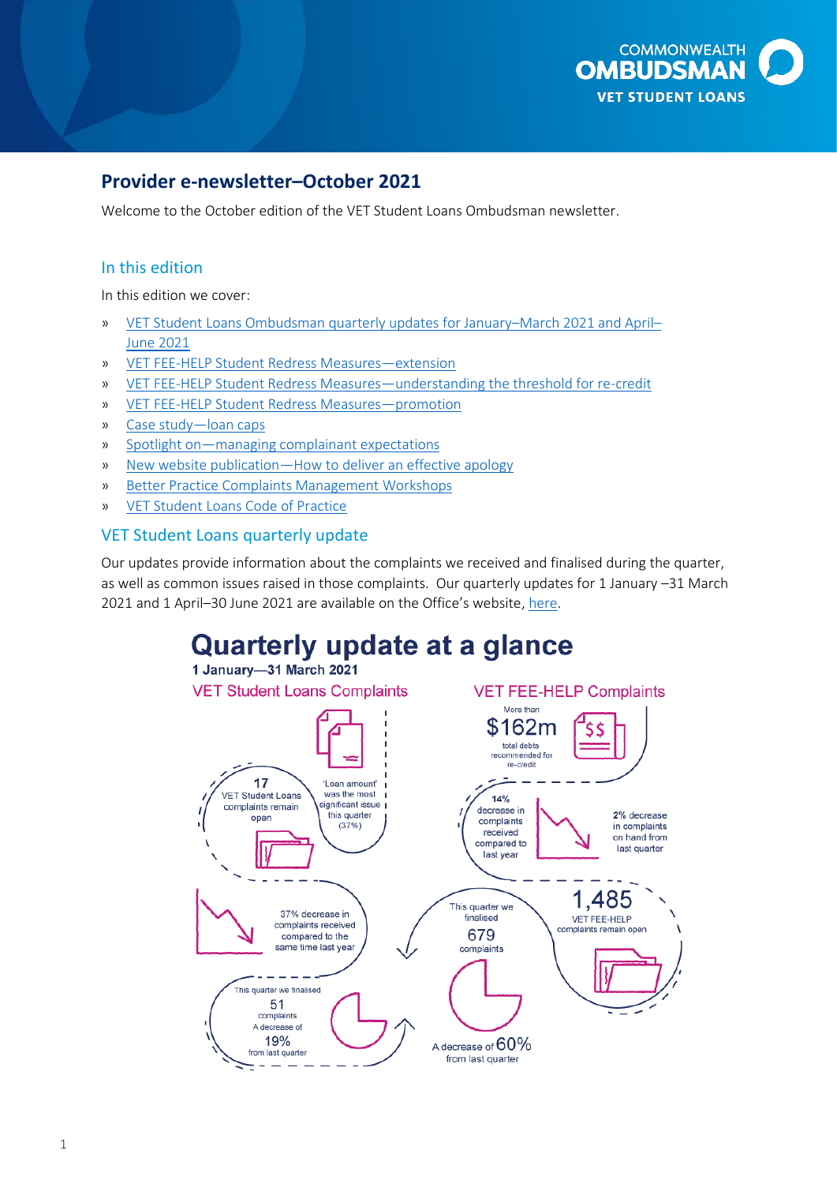## Provider e-newsletter–October 2021

Welcome to the October edition of the VET Student Loans Ombudsman newsletter.

### In this edition

In this edition we cover:

- VET Student Loans Ombudsman quarterly updates for January–March 2021 and April–June 2021
- VET FEE-HELP Student Redress Measures—extension
- VET FEE-HELP Student Redress Measures—understanding the threshold for re-credit
- VET FEE-HELP Student Redress Measures—promotion
- Case study—loan caps
- Spotlight on—managing complainant expectations
- New website publication—How to deliver an effective apology
- Better Practice Complaints Management Workshops
- VET Student Loans Code of Practice

### VET Student Loans quarterly update

Our updates provide information about the complaints we received and finalised during the quarter, as well as common issues raised in those complaints. Our quarterly updates for 1 January –31 March 2021 and 1 April–30 June 2021 are available on the Office's website, here.

## Quarterly update at a glance

**1 January—31 March 2021**

**VET Student Loans Complaints**

- 17 VET Student Loans complaints remain open
- 'Loan amount' was the most significant issue this quarter (37%)
- 37% decrease in complaints received compared to the same time last year
- This quarter we finalised 51 complaints. A decrease of 19% from last quarter

**VET FEE-HELP Complaints**

- More than $162m total debts recommended for re-credit
- 14% decrease in complaints received compared to last year
- 2% decrease in complaints on hand from last quarter
- 1,485 VET FEE-HELP complaints remain open
- This quarter we finalised 679 complaints. A decrease of 60% from last quarter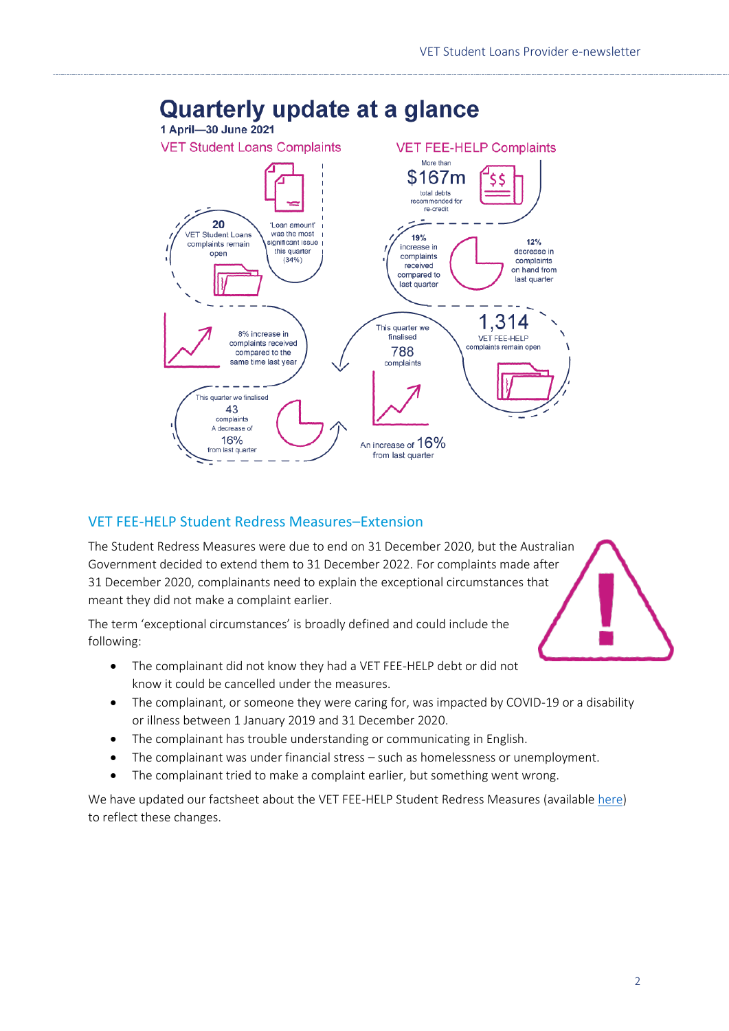# Quarterly update at a glance

**1 April—30 June 2021**

## VET Student Loans Complaints

**20** VET Student Loans complaints remain open

'Loan amount' was the most significant issue this quarter (34%)

8% increase in complaints received compared to the same time last year

This quarter we finalised 43 complaints. A decrease of 16% from last quarter

## VET FEE-HELP Complaints

More than $167m total debts recommended for re-credit

**19%** increase in complaints received compared to last quarter

**12%** decrease in complaints on hand from last quarter

1,314 VET FEE-HELP complaints remain open

This quarter we finalised 788 complaints

An increase of 16% from last quarter

## VET FEE-HELP Student Redress Measures–Extension

The Student Redress Measures were due to end on 31 December 2020, but the Australian Government decided to extend them to 31 December 2022. For complaints made after 31 December 2020, complainants need to explain the exceptional circumstances that meant they did not make a complaint earlier.

The term 'exceptional circumstances' is broadly defined and could include the following:

- The complainant did not know they had a VET FEE-HELP debt or did not know it could be cancelled under the measures.
- The complainant, or someone they were caring for, was impacted by COVID-19 or a disability or illness between 1 January 2019 and 31 December 2020.
- The complainant has trouble understanding or communicating in English.
- The complainant was under financial stress – such as homelessness or unemployment.
- The complainant tried to make a complaint earlier, but something went wrong.

We have updated our factsheet about the VET FEE-HELP Student Redress Measures (available here) to reflect these changes.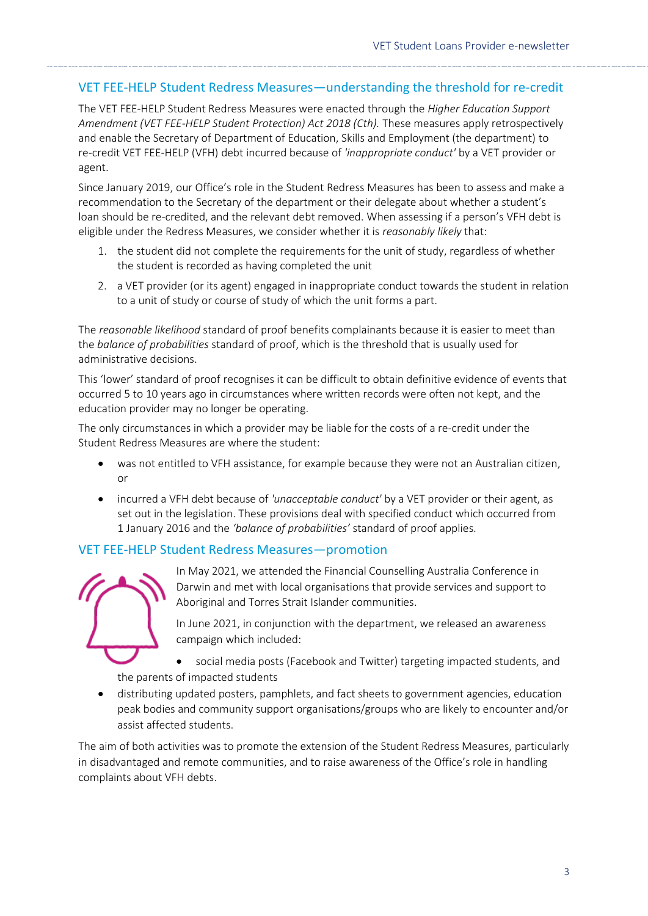## VET FEE-HELP Student Redress Measures—understanding the threshold for re-credit

The VET FEE-HELP Student Redress Measures were enacted through the *Higher Education Support Amendment (VET FEE-HELP Student Protection) Act 2018 (Cth).* These measures apply retrospectively and enable the Secretary of Department of Education, Skills and Employment (the department) to re-credit VET FEE-HELP (VFH) debt incurred because of *'inappropriate conduct'* by a VET provider or agent.

Since January 2019, our Office's role in the Student Redress Measures has been to assess and make a recommendation to the Secretary of the department or their delegate about whether a student's loan should be re-credited, and the relevant debt removed. When assessing if a person's VFH debt is eligible under the Redress Measures, we consider whether it is *reasonably likely* that:

1. the student did not complete the requirements for the unit of study, regardless of whether the student is recorded as having completed the unit
2. a VET provider (or its agent) engaged in inappropriate conduct towards the student in relation to a unit of study or course of study of which the unit forms a part.

The *reasonable likelihood* standard of proof benefits complainants because it is easier to meet than the *balance of probabilities* standard of proof, which is the threshold that is usually used for administrative decisions.

This 'lower' standard of proof recognises it can be difficult to obtain definitive evidence of events that occurred 5 to 10 years ago in circumstances where written records were often not kept, and the education provider may no longer be operating.

The only circumstances in which a provider may be liable for the costs of a re-credit under the Student Redress Measures are where the student:

- was not entitled to VFH assistance, for example because they were not an Australian citizen, or
- incurred a VFH debt because of *'unacceptable conduct'* by a VET provider or their agent, as set out in the legislation. These provisions deal with specified conduct which occurred from 1 January 2016 and the *'balance of probabilities'* standard of proof applies.

## VET FEE-HELP Student Redress Measures—promotion

In May 2021, we attended the Financial Counselling Australia Conference in Darwin and met with local organisations that provide services and support to Aboriginal and Torres Strait Islander communities.

In June 2021, in conjunction with the department, we released an awareness campaign which included:

- social media posts (Facebook and Twitter) targeting impacted students, and the parents of impacted students
- distributing updated posters, pamphlets, and fact sheets to government agencies, education peak bodies and community support organisations/groups who are likely to encounter and/or assist affected students.

The aim of both activities was to promote the extension of the Student Redress Measures, particularly in disadvantaged and remote communities, and to raise awareness of the Office's role in handling complaints about VFH debts.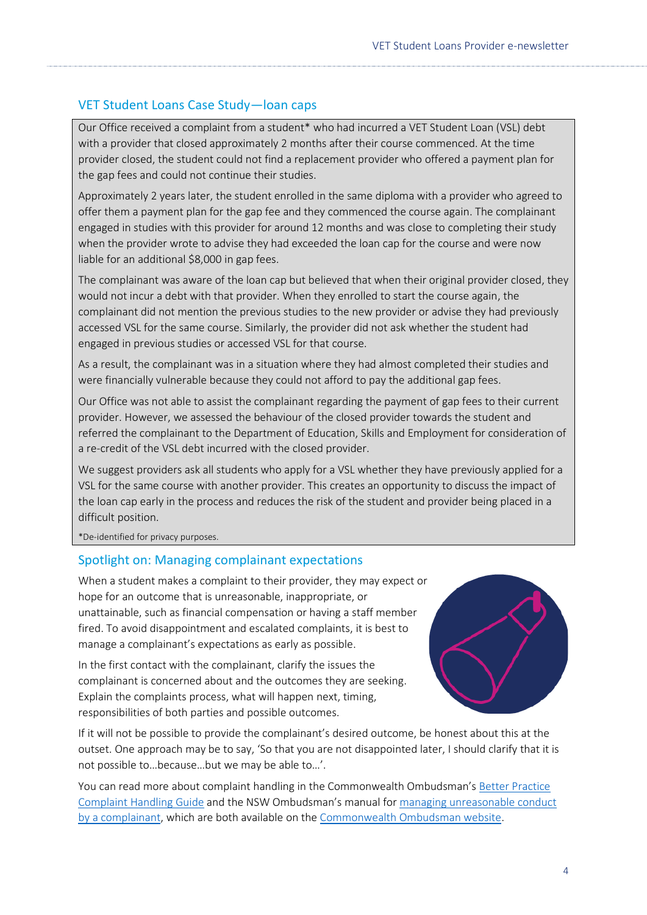## VET Student Loans Case Study—loan caps

Our Office received a complaint from a student* who had incurred a VET Student Loan (VSL) debt with a provider that closed approximately 2 months after their course commenced. At the time provider closed, the student could not find a replacement provider who offered a payment plan for the gap fees and could not continue their studies.

Approximately 2 years later, the student enrolled in the same diploma with a provider who agreed to offer them a payment plan for the gap fee and they commenced the course again. The complainant engaged in studies with this provider for around 12 months and was close to completing their study when the provider wrote to advise they had exceeded the loan cap for the course and were now liable for an additional $8,000 in gap fees.

The complainant was aware of the loan cap but believed that when their original provider closed, they would not incur a debt with that provider. When they enrolled to start the course again, the complainant did not mention the previous studies to the new provider or advise they had previously accessed VSL for the same course. Similarly, the provider did not ask whether the student had engaged in previous studies or accessed VSL for that course.

As a result, the complainant was in a situation where they had almost completed their studies and were financially vulnerable because they could not afford to pay the additional gap fees.

Our Office was not able to assist the complainant regarding the payment of gap fees to their current provider. However, we assessed the behaviour of the closed provider towards the student and referred the complainant to the Department of Education, Skills and Employment for consideration of a re-credit of the VSL debt incurred with the closed provider.

We suggest providers ask all students who apply for a VSL whether they have previously applied for a VSL for the same course with another provider. This creates an opportunity to discuss the impact of the loan cap early in the process and reduces the risk of the student and provider being placed in a difficult position.

*De-identified for privacy purposes.

## Spotlight on: Managing complainant expectations

When a student makes a complaint to their provider, they may expect or hope for an outcome that is unreasonable, inappropriate, or unattainable, such as financial compensation or having a staff member fired. To avoid disappointment and escalated complaints, it is best to manage a complainant's expectations as early as possible.

In the first contact with the complainant, clarify the issues the complainant is concerned about and the outcomes they are seeking. Explain the complaints process, what will happen next, timing, responsibilities of both parties and possible outcomes.

If it will not be possible to provide the complainant's desired outcome, be honest about this at the outset. One approach may be to say, 'So that you are not disappointed later, I should clarify that it is not possible to…because…but we may be able to…'.

You can read more about complaint handling in the Commonwealth Ombudsman's Better Practice Complaint Handling Guide and the NSW Ombudsman's manual for managing unreasonable conduct by a complainant, which are both available on the Commonwealth Ombudsman website.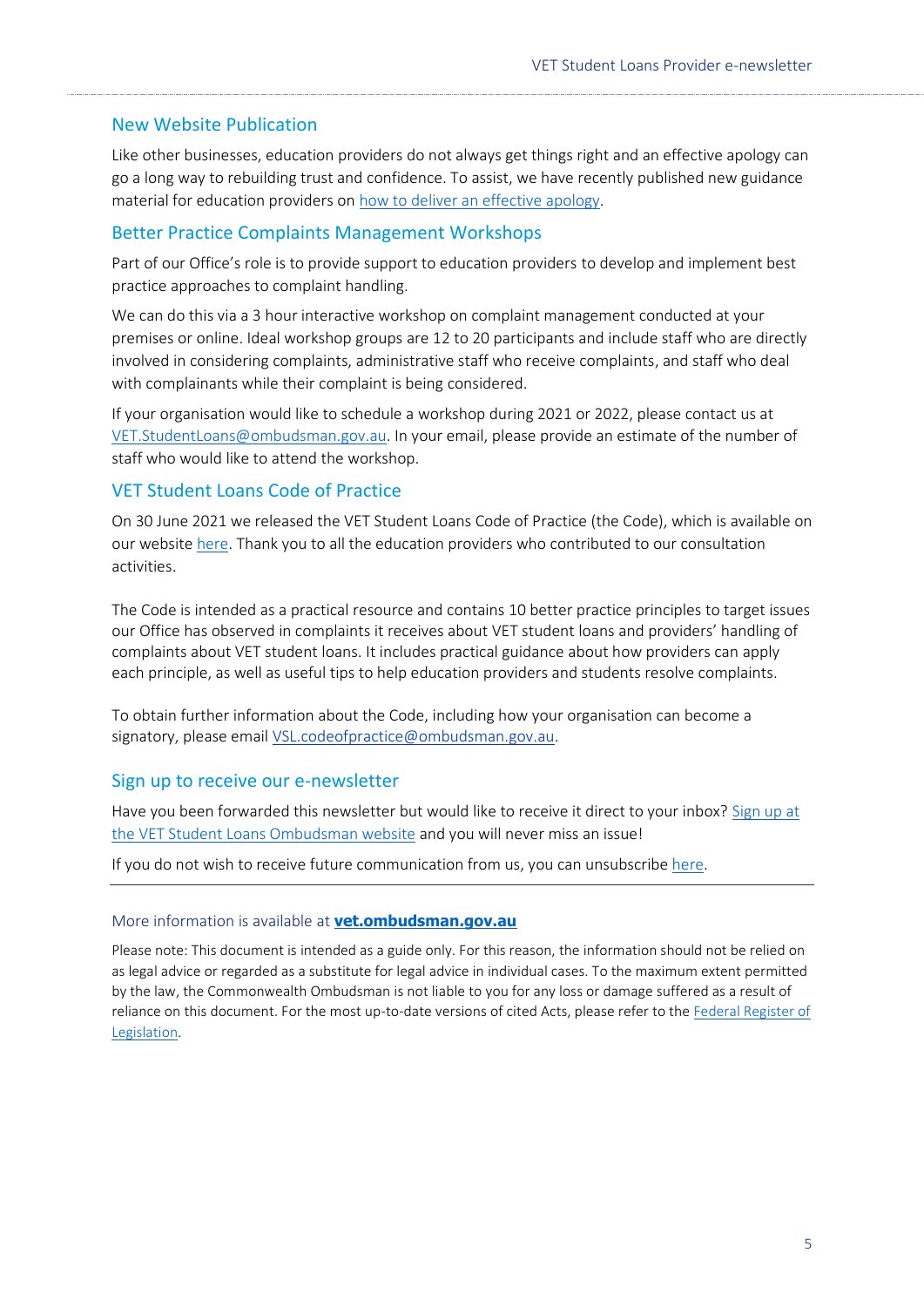## New Website Publication

Like other businesses, education providers do not always get things right and an effective apology can go a long way to rebuilding trust and confidence. To assist, we have recently published new guidance material for education providers on how to deliver an effective apology.

## Better Practice Complaints Management Workshops

Part of our Office's role is to provide support to education providers to develop and implement best practice approaches to complaint handling.

We can do this via a 3 hour interactive workshop on complaint management conducted at your premises or online. Ideal workshop groups are 12 to 20 participants and include staff who are directly involved in considering complaints, administrative staff who receive complaints, and staff who deal with complainants while their complaint is being considered.

If your organisation would like to schedule a workshop during 2021 or 2022, please contact us at VET.StudentLoans@ombudsman.gov.au. In your email, please provide an estimate of the number of staff who would like to attend the workshop.

## VET Student Loans Code of Practice

On 30 June 2021 we released the VET Student Loans Code of Practice (the Code), which is available on our website here. Thank you to all the education providers who contributed to our consultation activities.

The Code is intended as a practical resource and contains 10 better practice principles to target issues our Office has observed in complaints it receives about VET student loans and providers' handling of complaints about VET student loans. It includes practical guidance about how providers can apply each principle, as well as useful tips to help education providers and students resolve complaints.

To obtain further information about the Code, including how your organisation can become a signatory, please email VSL.codeofpractice@ombudsman.gov.au.

## Sign up to receive our e-newsletter

Have you been forwarded this newsletter but would like to receive it direct to your inbox? Sign up at the VET Student Loans Ombudsman website and you will never miss an issue!

If you do not wish to receive future communication from us, you can unsubscribe here.

---

More information is available at **vet.ombudsman.gov.au**

Please note: This document is intended as a guide only. For this reason, the information should not be relied on as legal advice or regarded as a substitute for legal advice in individual cases. To the maximum extent permitted by the law, the Commonwealth Ombudsman is not liable to you for any loss or damage suffered as a result of reliance on this document. For the most up-to-date versions of cited Acts, please refer to the Federal Register of Legislation.